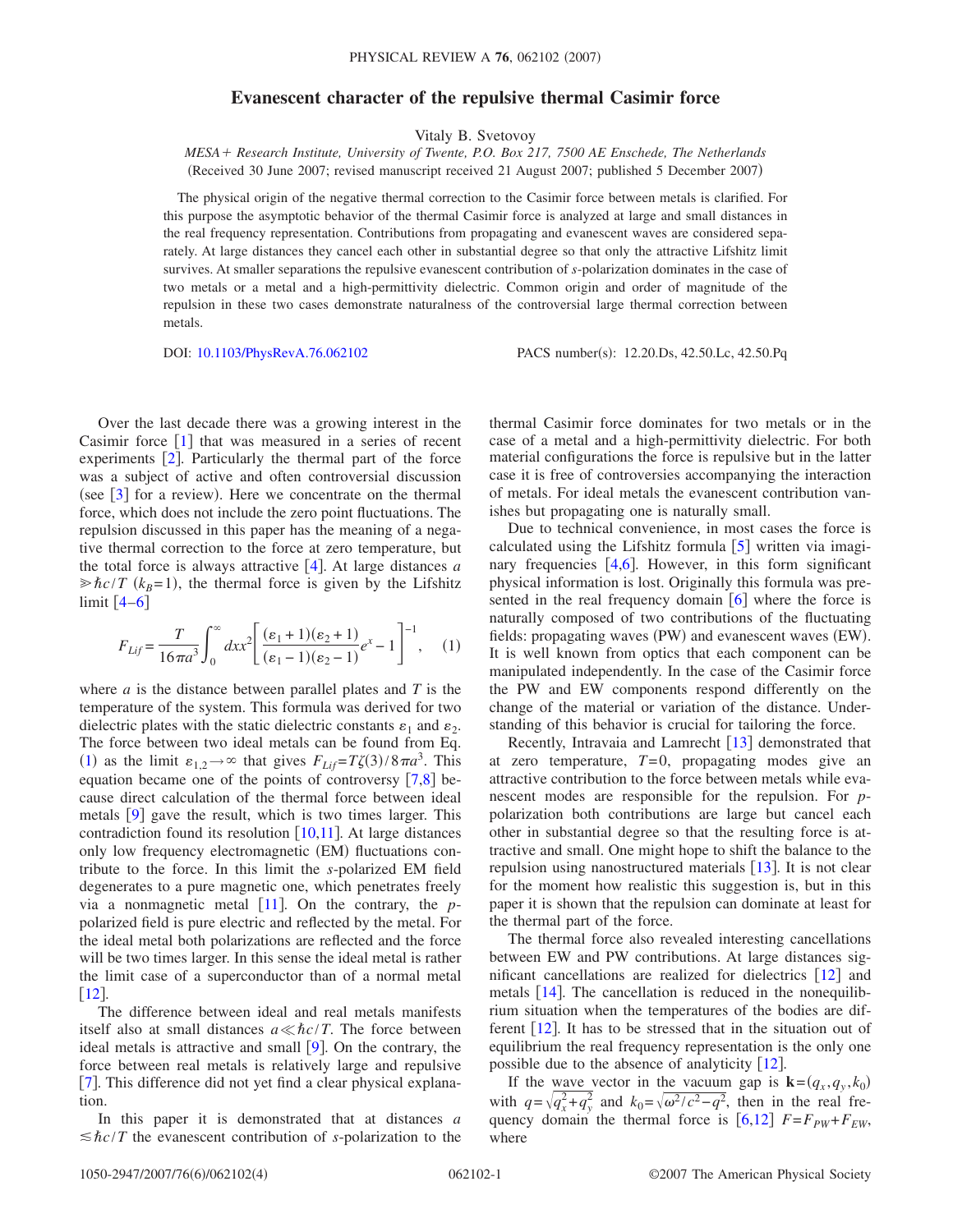# Evanescent character of the repulsive thermal Casimir force

Vitaly B. Svetovoy

*MESA+ Research Institute, University of Twente, P.O. Box 217, 7500 AE Enschede, The Netherlands*
(Received 30 June 2007; revised manuscript received 21 August 2007; published 5 December 2007)

The physical origin of the negative thermal correction to the Casimir force between metals is clarified. For this purpose the asymptotic behavior of the thermal Casimir force is analyzed at large and small distances in the real frequency representation. Contributions from propagating and evanescent waves are considered separately. At large distances they cancel each other in substantial degree so that only the attractive Lifshitz limit survives. At smaller separations the repulsive evanescent contribution of *s*-polarization dominates in the case of two metals or a metal and a high-permittivity dielectric. Common origin and order of magnitude of the repulsion in these two cases demonstrate naturalness of the controversial large thermal correction between metals.

DOI: 10.1103/PhysRevA.76.062102 PACS number(s): 12.20.Ds, 42.50.Lc, 42.50.Pq

Over the last decade there was a growing interest in the Casimir force [1] that was measured in a series of recent experiments [2]. Particularly the thermal part of the force was a subject of active and often controversial discussion (see [3] for a review). Here we concentrate on the thermal force, which does not include the zero point fluctuations. The repulsion discussed in this paper has the meaning of a negative thermal correction to the force at zero temperature, but the total force is always attractive [4]. At large distances $a \gg \hbar c/T$ ($k_B=1$), the thermal force is given by the Lifshitz limit [4–6]

$$F_{Lif} = \frac{T}{16\pi a^3}\int_0^\infty dx x^2\left[\frac{(\varepsilon_1+1)(\varepsilon_2+1)}{(\varepsilon_1-1)(\varepsilon_2-1)}e^x - 1\right]^{-1}, \quad (1)$$

where $a$ is the distance between parallel plates and $T$ is the temperature of the system. This formula was derived for two dielectric plates with the static dielectric constants $\varepsilon_1$ and $\varepsilon_2$. The force between two ideal metals can be found from Eq. (1) as the limit $\varepsilon_{1,2}\to\infty$ that gives $F_{Lif}=T\zeta(3)/8\pi a^3$. This equation became one of the points of controversy [7,8] because direct calculation of the thermal force between ideal metals [9] gave the result, which is two times larger. This contradiction found its resolution [10,11]. At large distances only low frequency electromagnetic (EM) fluctuations contribute to the force. In this limit the *s*-polarized EM field degenerates to a pure magnetic one, which penetrates freely via a nonmagnetic metal [11]. On the contrary, the *p*-polarized field is pure electric and reflected by the metal. For the ideal metal both polarizations are reflected and the force will be two times larger. In this sense the ideal metal is rather the limit case of a superconductor than of a normal metal [12].

The difference between ideal and real metals manifests itself also at small distances $a \ll \hbar c/T$. The force between ideal metals is attractive and small [9]. On the contrary, the force between real metals is relatively large and repulsive [7]. This difference did not yet find a clear physical explanation.

In this paper it is demonstrated that at distances $a \lesssim \hbar c/T$ the evanescent contribution of *s*-polarization to the thermal Casimir force dominates for two metals or in the case of a metal and a high-permittivity dielectric. For both material configurations the force is repulsive but in the latter case it is free of controversies accompanying the interaction of metals. For ideal metals the evanescent contribution vanishes but propagating one is naturally small.

Due to technical convenience, in most cases the force is calculated using the Lifshitz formula [5] written via imaginary frequencies [4,6]. However, in this form significant physical information is lost. Originally this formula was presented in the real frequency domain [6] where the force is naturally composed of two contributions of the fluctuating fields: propagating waves (PW) and evanescent waves (EW). It is well known from optics that each component can be manipulated independently. In the case of the Casimir force the PW and EW components respond differently on the change of the material or variation of the distance. Understanding of this behavior is crucial for tailoring the force.

Recently, Intravaia and Lambrecht [13] demonstrated that at zero temperature, $T=0$, propagating modes give an attractive contribution to the force between metals while evanescent modes are responsible for the repulsion. For *p*-polarization both contributions are large but cancel each other in substantial degree so that the resulting force is attractive and small. One might hope to shift the balance to the repulsion using nanostructured materials [13]. It is not clear for the moment how realistic this suggestion is, but in this paper it is shown that the repulsion can dominate at least for the thermal part of the force.

The thermal force also revealed interesting cancellations between EW and PW contributions. At large distances significant cancellations are realized for dielectrics [12] and metals [14]. The cancellation is reduced in the nonequilibrium situation when the temperatures of the bodies are different [12]. It has to be stressed that in the situation out of equilibrium the real frequency representation is the only one possible due to the absence of analyticity [12].

If the wave vector in the vacuum gap is $\mathbf{k}=(q_x,q_y,k_0)$ with $q=\sqrt{q_x^2+q_y^2}$ and $k_0=\sqrt{\omega^2/c^2-q^2}$, then in the real frequency domain the thermal force is [6,12] $F=F_{PW}+F_{EW}$, where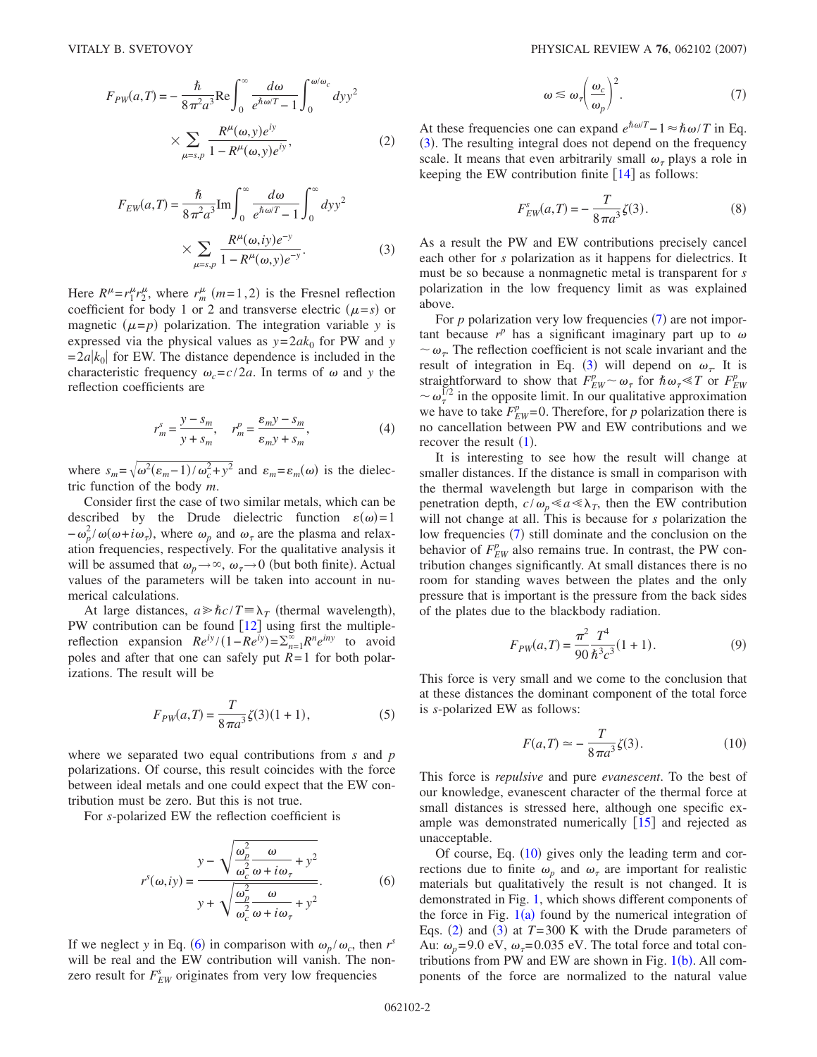$$F_{PW}(a,T) = -\frac{\hbar}{8\pi^2 a^3}\mathrm{Re}\int_0^\infty \frac{d\omega}{e^{\hbar\omega/T}-1}\int_0^{\omega/\omega_c} dy y^2 \times \sum_{\mu=s,p} \frac{R^\mu(\omega,y)e^{iy}}{1-R^\mu(\omega,y)e^{iy}}, \tag{2}$$

$$F_{EW}(a,T) = \frac{\hbar}{8\pi^2 a^3}\mathrm{Im}\int_0^\infty \frac{d\omega}{e^{\hbar\omega/T}-1}\int_0^{\infty} dy y^2 \times \sum_{\mu=s,p} \frac{R^\mu(\omega,iy)e^{-y}}{1-R^\mu(\omega,y)e^{-y}}. \tag{3}$$

Here $R^\mu = r_1^\mu r_2^\mu$, where $r_m^\mu$ $(m=1,2)$ is the Fresnel reflection coefficient for body 1 or 2 and transverse electric $(\mu=s)$ or magnetic $(\mu=p)$ polarization. The integration variable $y$ is expressed via the physical values as $y=2ak_0$ for PW and $y=2a|k_0|$ for EW. The distance dependence is included in the characteristic frequency $\omega_c=c/2a$. In terms of $\omega$ and $y$ the reflection coefficients are

$$r_m^s = \frac{y-s_m}{y+s_m}, \quad r_m^p = \frac{\varepsilon_m y - s_m}{\varepsilon_m y + s_m}, \tag{4}$$

where $s_m = \sqrt{\omega^2(\varepsilon_m - 1)/\omega_c^2 + y^2}$ and $\varepsilon_m = \varepsilon_m(\omega)$ is the dielectric function of the body $m$.

Consider first the case of two similar metals, which can be described by the Drude dielectric function $\varepsilon(\omega) = 1 - \omega_p^2/\omega(\omega + i\omega_\tau)$, where $\omega_p$ and $\omega_\tau$ are the plasma and relaxation frequencies, respectively. For the qualitative analysis it will be assumed that $\omega_p \to \infty$, $\omega_\tau \to 0$ (but both finite). Actual values of the parameters will be taken into account in numerical calculations.

At large distances, $a \gg \hbar c/T \equiv \lambda_T$ (thermal wavelength), PW contribution can be found [12] using first the multiple-reflection expansion $Re^{iy}/(1-Re^{iy}) = \sum_{n=1}^\infty R^n e^{iny}$ to avoid poles and after that one can safely put $R=1$ for both polarizations. The result will be

$$F_{PW}(a,T) = \frac{T}{8\pi a^3}\zeta(3)(1+1), \tag{5}$$

where we separated two equal contributions from $s$ and $p$ polarizations. Of course, this result coincides with the force between ideal metals and one could expect that the EW contribution must be zero. But this is not true.

For $s$-polarized EW the reflection coefficient is

$$r^s(\omega, iy) = \frac{y - \sqrt{\dfrac{\omega_p^2}{\omega_c^2}\dfrac{\omega}{\omega + i\omega_\tau} + y^2}}{y + \sqrt{\dfrac{\omega_p^2}{\omega_c^2}\dfrac{\omega}{\omega + i\omega_\tau} + y^2}}. \tag{6}$$

If we neglect $y$ in Eq. (6) in comparison with $\omega_p/\omega_c$, then $r^s$ will be real and the EW contribution will vanish. The nonzero result for $F_{EW}^s$ originates from very low frequencies

$$\omega \lesssim \omega_\tau \left(\frac{\omega_c}{\omega_p}\right)^2. \tag{7}$$

At these frequencies one can expand $e^{\hbar\omega/T} - 1 \approx \hbar\omega/T$ in Eq. (3). The resulting integral does not depend on the frequency scale. It means that even arbitrarily small $\omega_\tau$ plays a role in keeping the EW contribution finite [14] as follows:

$$F_{EW}^s(a,T) = -\frac{T}{8\pi a^3}\zeta(3). \tag{8}$$

As a result the PW and EW contributions precisely cancel each other for $s$ polarization as it happens for dielectrics. It must be so because a nonmagnetic metal is transparent for $s$ polarization in the low frequency limit as was explained above.

For $p$ polarization very low frequencies (7) are not important because $r^p$ has a significant imaginary part up to $\omega \sim \omega_\tau$. The reflection coefficient is not scale invariant and the result of integration in Eq. (3) will depend on $\omega_\tau$. It is straightforward to show that $F_{EW}^p \sim \omega_\tau$ for $\hbar\omega_\tau \ll T$ or $F_{EW}^p \sim \omega_\tau^{1/2}$ in the opposite limit. In our qualitative approximation we have to take $F_{EW}^p = 0$. Therefore, for $p$ polarization there is no cancellation between PW and EW contributions and we recover the result (1).

It is interesting to see how the result will change at smaller distances. If the distance is small in comparison with the thermal wavelength but large in comparison with the penetration depth, $c/\omega_p \ll a \ll \lambda_T$, then the EW contribution will not change at all. This is because for $s$ polarization the low frequencies (7) still dominate and the conclusion on the behavior of $F_{EW}^p$ also remains true. In contrast, the PW contribution changes significantly. At small distances there is no room for standing waves between the plates and the only pressure that is important is the pressure from the back sides of the plates due to the blackbody radiation.

$$F_{PW}(a,T) = \frac{\pi^2}{90}\frac{T^4}{\hbar^3 c^3}(1+1). \tag{9}$$

This force is very small and we come to the conclusion that at these distances the dominant component of the total force is $s$-polarized EW as follows:

$$F(a,T) \simeq -\frac{T}{8\pi a^3}\zeta(3). \tag{10}$$

This force is *repulsive* and pure *evanescent*. To the best of our knowledge, evanescent character of the thermal force at small distances is stressed here, although one specific example was demonstrated numerically [15] and rejected as unacceptable.

Of course, Eq. (10) gives only the leading term and corrections due to finite $\omega_p$ and $\omega_\tau$ are important for realistic materials but qualitatively the result is not changed. It is demonstrated in Fig. 1, which shows different components of the force in Fig. 1(a) found by the numerical integration of Eqs. (2) and (3) at $T=300$ K with the Drude parameters of Au: $\omega_p = 9.0$ eV, $\omega_\tau = 0.035$ eV. The total force and total contributions from PW and EW are shown in Fig. 1(b). All components of the force are normalized to the natural value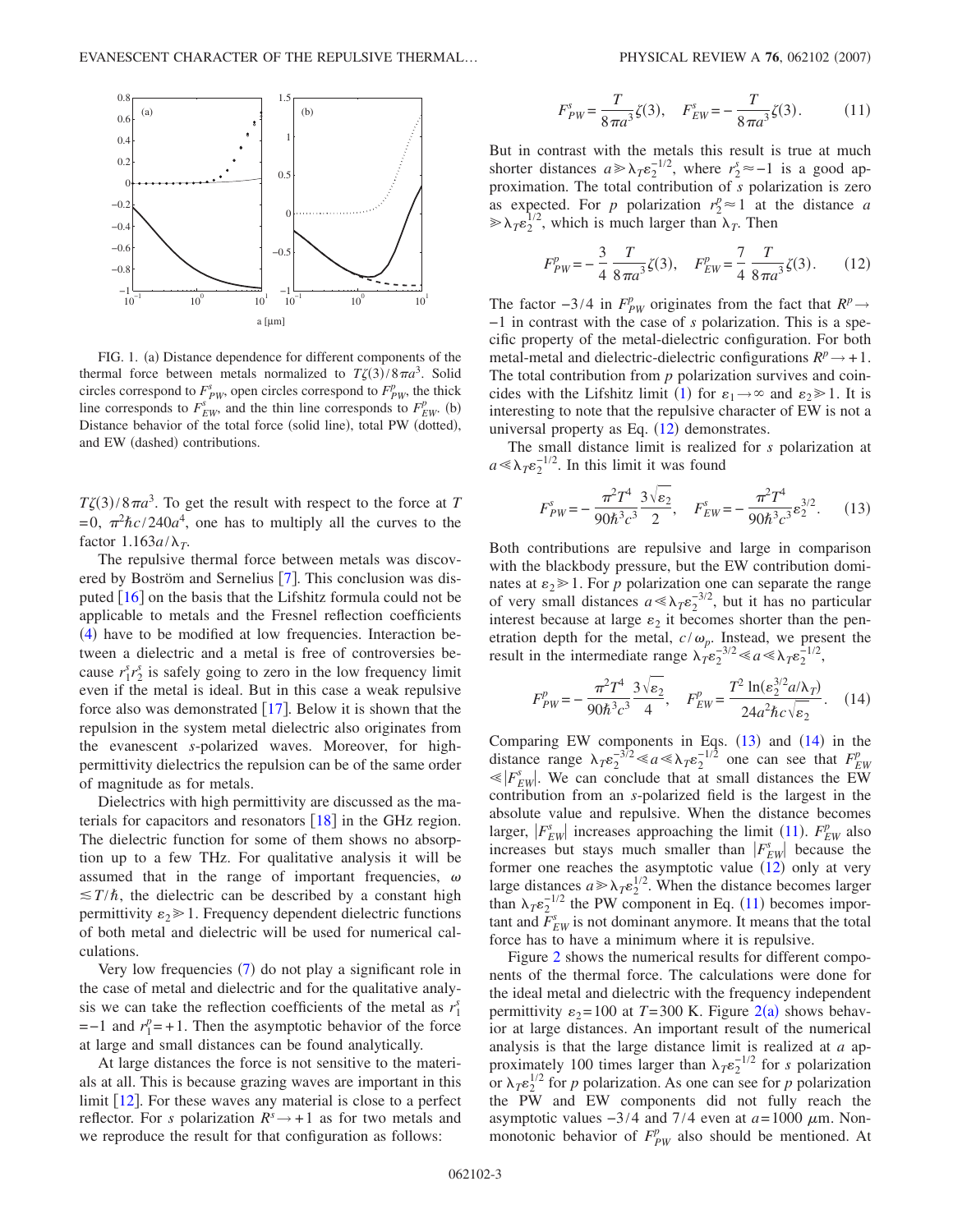FIG. 1. (a) Distance dependence for different components of the thermal force between metals normalized to $T\zeta(3)/8\pi a^3$. Solid circles correspond to $F^s_{PW}$, open circles correspond to $F^p_{PW}$, the thick line corresponds to $F^s_{EW}$, and the thin line corresponds to $F^p_{EW}$. (b) Distance behavior of the total force (solid line), total PW (dotted), and EW (dashed) contributions.

$T\zeta(3)/8\pi a^3$. To get the result with respect to the force at $T=0$, $\pi^2\hbar c/240a^4$, one has to multiply all the curves to the factor $1.163a/\lambda_T$.

The repulsive thermal force between metals was discovered by Boström and Sernelius [7]. This conclusion was disputed [16] on the basis that the Lifshitz formula could not be applicable to metals and the Fresnel reflection coefficients (4) have to be modified at low frequencies. Interaction between a dielectric and a metal is free of controversies because $r_1^s r_2^s$ is safely going to zero in the low frequency limit even if the metal is ideal. But in this case a weak repulsive force also was demonstrated [17]. Below it is shown that the repulsion in the system metal dielectric also originates from the evanescent $s$-polarized waves. Moreover, for high-permittivity dielectrics the repulsion can be of the same order of magnitude as for metals.

Dielectrics with high permittivity are discussed as the materials for capacitors and resonators [18] in the GHz region. The dielectric function for some of them shows no absorption up to a few THz. For qualitative analysis it will be assumed that in the range of important frequencies, $\omega \lesssim T/\hbar$, the dielectric can be described by a constant high permittivity $\varepsilon_2 \gg 1$. Frequency dependent dielectric functions of both metal and dielectric will be used for numerical calculations.

Very low frequencies (7) do not play a significant role in the case of metal and dielectric and for the qualitative analysis we can take the reflection coefficients of the metal as $r_1^s=-1$ and $r_1^p=+1$. Then the asymptotic behavior of the force at large and small distances can be found analytically.

At large distances the force is not sensitive to the materials at all. This is because grazing waves are important in this limit [12]. For these waves any material is close to a perfect reflector. For $s$ polarization $R^s\to+1$ as for two metals and we reproduce the result for that configuration as follows:

$$F^s_{PW}=\frac{T}{8\pi a^3}\zeta(3),\quad F^s_{EW}=-\frac{T}{8\pi a^3}\zeta(3). \tag{11}$$

But in contrast with the metals this result is true at much shorter distances $a\gg\lambda_T\varepsilon_2^{-1/2}$, where $r_2^s\approx-1$ is a good approximation. The total contribution of $s$ polarization is zero as expected. For $p$ polarization $r_2^p\approx1$ at the distance $a\gg\lambda_T\varepsilon_2^{1/2}$, which is much larger than $\lambda_T$. Then

$$F^p_{PW}=-\frac{3}{4}\frac{T}{8\pi a^3}\zeta(3),\quad F^p_{EW}=\frac{7}{4}\frac{T}{8\pi a^3}\zeta(3). \tag{12}$$

The factor $-3/4$ in $F^p_{PW}$ originates from the fact that $R^p\to-1$ in contrast with the case of $s$ polarization. This is a specific property of the metal-dielectric configuration. For both metal-metal and dielectric-dielectric configurations $R^p\to+1$. The total contribution from $p$ polarization survives and coincides with the Lifshitz limit (1) for $\varepsilon_1\to\infty$ and $\varepsilon_2\gg1$. It is interesting to note that the repulsive character of EW is not a universal property as Eq. (12) demonstrates.

The small distance limit is realized for $s$ polarization at $a\ll\lambda_T\varepsilon_2^{-1/2}$. In this limit it was found

$$F^s_{PW}=-\frac{\pi^2T^4}{90\hbar^3c^3}\frac{3\sqrt{\varepsilon_2}}{2},\quad F^s_{EW}=-\frac{\pi^2T^4}{90\hbar^3c^3}\varepsilon_2^{3/2}. \tag{13}$$

Both contributions are repulsive and large in comparison with the blackbody pressure, but the EW contribution dominates at $\varepsilon_2\gg1$. For $p$ polarization one can separate the range of very small distances $a\ll\lambda_T\varepsilon_2^{-3/2}$, but it has no particular interest because at large $\varepsilon_2$ it becomes shorter than the penetration depth for the metal, $c/\omega_p$. Instead, we present the result in the intermediate range $\lambda_T\varepsilon_2^{-3/2}\ll a\ll\lambda_T\varepsilon_2^{-1/2}$,

$$F^p_{PW}=-\frac{\pi^2T^4}{90\hbar^3c^3}\frac{3\sqrt{\varepsilon_2}}{4},\quad F^p_{EW}=\frac{T^2\ln(\varepsilon_2^{3/2}a/\lambda_T)}{24a^2\hbar c\sqrt{\varepsilon_2}}. \tag{14}$$

Comparing EW components in Eqs. (13) and (14) in the distance range $\lambda_T\varepsilon_2^{-3/2}\ll a\ll\lambda_T\varepsilon_2^{-1/2}$ one can see that $F^p_{EW}\ll|F^s_{EW}|$. We can conclude that at small distances the EW contribution from an $s$-polarized field is the largest in the absolute value and repulsive. When the distance becomes larger, $|F^s_{EW}|$ increases approaching the limit (11). $F^p_{EW}$ also increases but stays much smaller than $|F^s_{EW}|$ because the former one reaches the asymptotic value (12) only at very large distances $a\gg\lambda_T\varepsilon_2^{1/2}$. When the distance becomes larger than $\lambda_T\varepsilon_2^{-1/2}$ the PW component in Eq. (11) becomes important and $F^s_{EW}$ is not dominant anymore. It means that the total force has to have a minimum where it is repulsive.

Figure 2 shows the numerical results for different components of the thermal force. The calculations were done for the ideal metal and dielectric with the frequency independent permittivity $\varepsilon_2=100$ at $T=300$ K. Figure 2(a) shows behavior at large distances. An important result of the numerical analysis is that the large distance limit is realized at $a$ approximately 100 times larger than $\lambda_T\varepsilon_2^{-1/2}$ for $s$ polarization or $\lambda_T\varepsilon_2^{1/2}$ for $p$ polarization. As one can see for $p$ polarization the PW and EW components did not fully reach the asymptotic values $-3/4$ and $7/4$ even at $a=1000$ $\mu$m. Nonmonotonic behavior of $F^p_{PW}$ also should be mentioned. At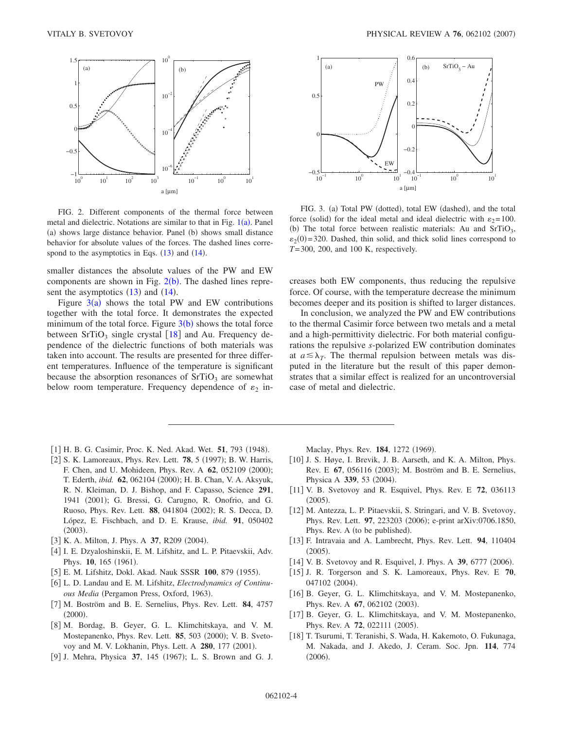(a)

(b)

1.5

1

0.5

0

−0.5

−1

$10^0$ $10^1$ $10^2$ $10^3$

$10^0$

$10^{-2}$

$10^{-4}$

$10^{-6}$

$10^{-1}$ $10^0$ $10^1$

a [μm]

FIG. 2. Different components of the thermal force between metal and dielectric. Notations are similar to that in Fig. 1(a). Panel (a) shows large distance behavior. Panel (b) shows small distance behavior for absolute values of the forces. The dashed lines correspond to the asymptotics in Eqs. (13) and (14).

(a)

PW

EW

1

0.5

0

−0.5

$10^{-1}$ $10^0$ $10^1$

(b) $SrTiO_3$ − Au

0.6

0.4

0.2

0

−0.2

−0.4

$10^{-1}$ $10^0$ $10^1$

a [μm]

FIG. 3. (a) Total PW (dotted), total EW (dashed), and the total force (solid) for the ideal metal and ideal dielectric with $\varepsilon_2 = 100$. (b) The total force between realistic materials: Au and $SrTiO_3$, $\varepsilon_2(0) = 320$. Dashed, thin solid, and thick solid lines correspond to $T = 300$, 200, and 100 K, respectively.

smaller distances the absolute values of the PW and EW components are shown in Fig. 2(b). The dashed lines represent the asymptotics (13) and (14).

Figure 3(a) shows the total PW and EW contributions together with the total force. It demonstrates the expected minimum of the total force. Figure 3(b) shows the total force between $SrTiO_3$ single crystal [18] and Au. Frequency dependence of the dielectric functions of both materials was taken into account. The results are presented for three different temperatures. Influence of the temperature is significant because the absorption resonances of $SrTiO_3$ are somewhat below room temperature. Frequency dependence of $\varepsilon_2$ increases both EW components, thus reducing the repulsive force. Of course, with the temperature decrease the minimum becomes deeper and its position is shifted to larger distances.

In conclusion, we analyzed the PW and EW contributions to the thermal Casimir force between two metals and a metal and a high-permittivity dielectric. For both material configurations the repulsive $s$-polarized EW contribution dominates at $a \lesssim \lambda_T$. The thermal repulsion between metals was disputed in the literature but the result of this paper demonstrates that a similar effect is realized for an uncontroversial case of metal and dielectric.

---

[1] H. B. G. Casimir, Proc. K. Ned. Akad. Wet. **51**, 793 (1948).

[2] S. K. Lamoreaux, Phys. Rev. Lett. **78**, 5 (1997); B. W. Harris, F. Chen, and U. Mohideen, Phys. Rev. A **62**, 052109 (2000); T. Ederth, *ibid.* **62**, 062104 (2000); H. B. Chan, V. A. Aksyuk, R. N. Kleiman, D. J. Bishop, and F. Capasso, Science **291**, 1941 (2001); G. Bressi, G. Carugno, R. Onofrio, and G. Ruoso, Phys. Rev. Lett. **88**, 041804 (2002); R. S. Decca, D. López, E. Fischbach, and D. E. Krause, *ibid.* **91**, 050402 (2003).

[3] K. A. Milton, J. Phys. A **37**, R209 (2004).

[4] I. E. Dzyaloshinskii, E. M. Lifshitz, and L. P. Pitaevskii, Adv. Phys. **10**, 165 (1961).

[5] E. M. Lifshitz, Dokl. Akad. Nauk SSSR **100**, 879 (1955).

[6] L. D. Landau and E. M. Lifshitz, *Electrodynamics of Continuous Media* (Pergamon Press, Oxford, 1963).

[7] M. Boström and B. E. Sernelius, Phys. Rev. Lett. **84**, 4757 (2000).

[8] M. Bordag, B. Geyer, G. L. Klimchitskaya, and V. M. Mostepanenko, Phys. Rev. Lett. **85**, 503 (2000); V. B. Svetovoy and M. V. Lokhanin, Phys. Lett. A **280**, 177 (2001).

[9] J. Mehra, Physica **37**, 145 (1967); L. S. Brown and G. J. Maclay, Phys. Rev. **184**, 1272 (1969).

[10] J. S. Høye, I. Brevik, J. B. Aarseth, and K. A. Milton, Phys. Rev. E **67**, 056116 (2003); M. Boström and B. E. Sernelius, Physica A **339**, 53 (2004).

[11] V. B. Svetovoy and R. Esquivel, Phys. Rev. E **72**, 036113 (2005).

[12] M. Antezza, L. P. Pitaevskii, S. Stringari, and V. B. Svetovoy, Phys. Rev. Lett. **97**, 223203 (2006); e-print arXiv:0706.1850, Phys. Rev. A (to be published).

[13] F. Intravaia and A. Lambrecht, Phys. Rev. Lett. **94**, 110404 (2005).

[14] V. B. Svetovoy and R. Esquivel, J. Phys. A **39**, 6777 (2006).

[15] J. R. Torgerson and S. K. Lamoreaux, Phys. Rev. E **70**, 047102 (2004).

[16] B. Geyer, G. L. Klimchitskaya, and V. M. Mostepanenko, Phys. Rev. A **67**, 062102 (2003).

[17] B. Geyer, G. L. Klimchitskaya, and V. M. Mostepanenko, Phys. Rev. A **72**, 022111 (2005).

[18] T. Tsurumi, T. Teranishi, S. Wada, H. Kakemoto, O. Fukunaga, M. Nakada, and J. Akedo, J. Ceram. Soc. Jpn. **114**, 774 (2006).